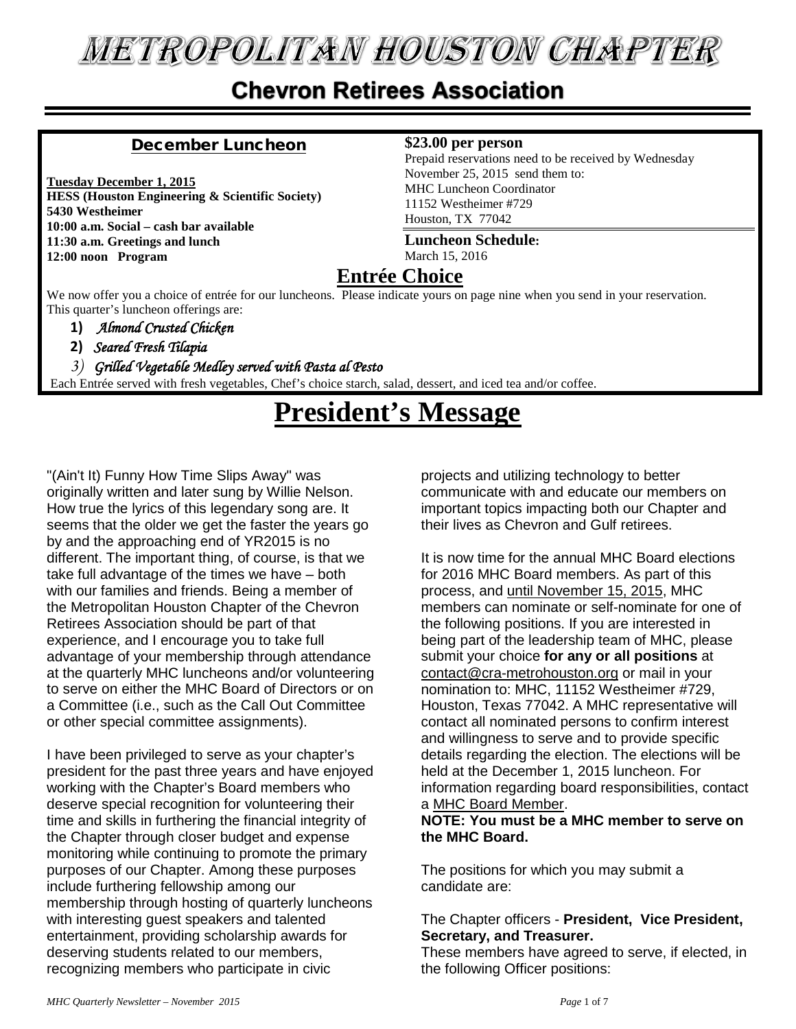# METROPOLITAN HOUSTON CHAPTER

## Chevron Retirees Association

### December Luncheon

**Tuesday December 1, 2015**
**HESS (Houston Engineering & Scientific Society)**
**5430 Westheimer**
**10:00 a.m. Social – cash bar available**
**11:30 a.m. Greetings and lunch**
**12:00 noon Program**

**$23.00 per person**
Prepaid reservations need to be received by Wednesday November 25, 2015 send them to:
MHC Luncheon Coordinator
11152 Westheimer #729
Houston, TX 77042

**Luncheon Schedule:**
March 15, 2016

### Entrée Choice

We now offer you a choice of entrée for our luncheons. Please indicate yours on page nine when you send in your reservation. This quarter's luncheon offerings are:

1) *Almond Crusted Chicken*
2) *Seared Fresh Tilapia*
3) *Grilled Vegetable Medley served with Pasta al Pesto*

Each Entrée served with fresh vegetables, Chef's choice starch, salad, dessert, and iced tea and/or coffee.

# President's Message

"(Ain't It) Funny How Time Slips Away" was originally written and later sung by Willie Nelson. How true the lyrics of this legendary song are. It seems that the older we get the faster the years go by and the approaching end of YR2015 is no different. The important thing, of course, is that we take full advantage of the times we have – both with our families and friends. Being a member of the Metropolitan Houston Chapter of the Chevron Retirees Association should be part of that experience, and I encourage you to take full advantage of your membership through attendance at the quarterly MHC luncheons and/or volunteering to serve on either the MHC Board of Directors or on a Committee (i.e., such as the Call Out Committee or other special committee assignments).

I have been privileged to serve as your chapter's president for the past three years and have enjoyed working with the Chapter's Board members who deserve special recognition for volunteering their time and skills in furthering the financial integrity of the Chapter through closer budget and expense monitoring while continuing to promote the primary purposes of our Chapter. Among these purposes include furthering fellowship among our membership through hosting of quarterly luncheons with interesting guest speakers and talented entertainment, providing scholarship awards for deserving students related to our members, recognizing members who participate in civic projects and utilizing technology to better communicate with and educate our members on important topics impacting both our Chapter and their lives as Chevron and Gulf retirees.

It is now time for the annual MHC Board elections for 2016 MHC Board members. As part of this process, and until November 15, 2015, MHC members can nominate or self-nominate for one of the following positions. If you are interested in being part of the leadership team of MHC, please submit your choice **for any or all positions** at contact@cra-metrohouston.org or mail in your nomination to: MHC, 11152 Westheimer #729, Houston, Texas 77042. A MHC representative will contact all nominated persons to confirm interest and willingness to serve and to provide specific details regarding the election. The elections will be held at the December 1, 2015 luncheon. For information regarding board responsibilities, contact a MHC Board Member.

**NOTE: You must be a MHC member to serve on the MHC Board.**

The positions for which you may submit a candidate are:

The Chapter officers - **President, Vice President, Secretary, and Treasurer.**
These members have agreed to serve, if elected, in the following Officer positions: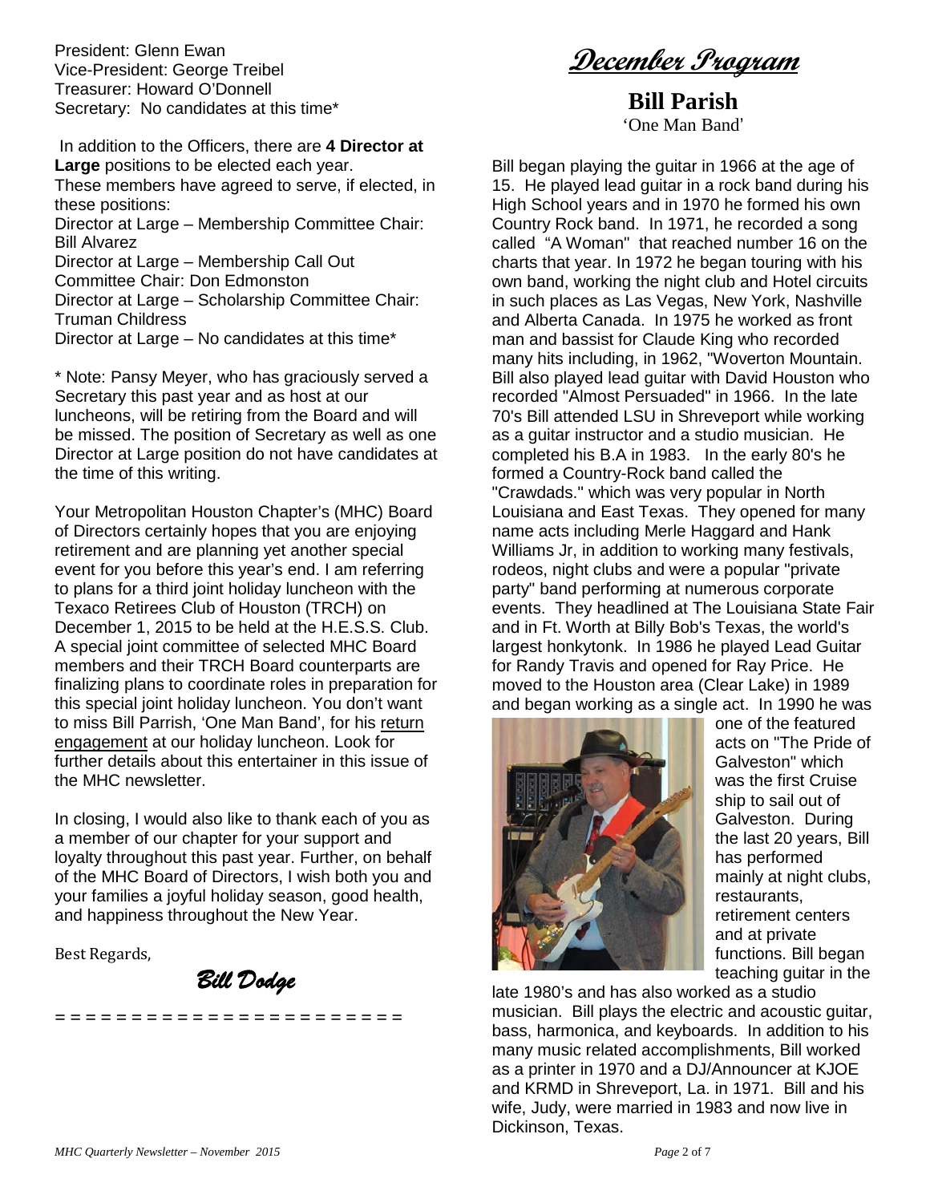President: Glenn Ewan
Vice-President: George Treibel
Treasurer: Howard O'Donnell
Secretary: No candidates at this time*

In addition to the Officers, there are **4 Director at Large** positions to be elected each year. These members have agreed to serve, if elected, in these positions:

Director at Large – Membership Committee Chair: Bill Alvarez
Director at Large – Membership Call Out Committee Chair: Don Edmonston
Director at Large – Scholarship Committee Chair: Truman Childress
Director at Large – No candidates at this time*

* Note: Pansy Meyer, who has graciously served a Secretary this past year and as host at our luncheons, will be retiring from the Board and will be missed. The position of Secretary as well as one Director at Large position do not have candidates at the time of this writing.

Your Metropolitan Houston Chapter's (MHC) Board of Directors certainly hopes that you are enjoying retirement and are planning yet another special event for you before this year's end. I am referring to plans for a third joint holiday luncheon with the Texaco Retirees Club of Houston (TRCH) on December 1, 2015 to be held at the H.E.S.S. Club. A special joint committee of selected MHC Board members and their TRCH Board counterparts are finalizing plans to coordinate roles in preparation for this special joint holiday luncheon. You don't want to miss Bill Parrish, 'One Man Band', for his return engagement at our holiday luncheon. Look for further details about this entertainer in this issue of the MHC newsletter.

In closing, I would also like to thank each of you as a member of our chapter for your support and loyalty throughout this past year. Further, on behalf of the MHC Board of Directors, I wish both you and your families a joyful holiday season, good health, and happiness throughout the New Year.

Best Regards,

*Bill Dodge*

= = = = = = = = = = = = = = = = = = = = = =

# December Program

## Bill Parish

'One Man Band'

Bill began playing the guitar in 1966 at the age of 15. He played lead guitar in a rock band during his High School years and in 1970 he formed his own Country Rock band. In 1971, he recorded a song called "A Woman" that reached number 16 on the charts that year. In 1972 he began touring with his own band, working the night club and Hotel circuits in such places as Las Vegas, New York, Nashville and Alberta Canada. In 1975 he worked as front man and bassist for Claude King who recorded many hits including, in 1962, "Woverton Mountain. Bill also played lead guitar with David Houston who recorded "Almost Persuaded" in 1966. In the late 70's Bill attended LSU in Shreveport while working as a guitar instructor and a studio musician. He completed his B.A in 1983. In the early 80's he formed a Country-Rock band called the "Crawdads." which was very popular in North Louisiana and East Texas. They opened for many name acts including Merle Haggard and Hank Williams Jr, in addition to working many festivals, rodeos, night clubs and were a popular "private party" band performing at numerous corporate events. They headlined at The Louisiana State Fair and in Ft. Worth at Billy Bob's Texas, the world's largest honkytonk. In 1986 he played Lead Guitar for Randy Travis and opened for Ray Price. He moved to the Houston area (Clear Lake) in 1989 and began working as a single act. In 1990 he was one of the featured acts on "The Pride of Galveston" which was the first Cruise ship to sail out of Galveston. During the last 20 years, Bill has performed mainly at night clubs, restaurants, retirement centers and at private functions. Bill began teaching guitar in the late 1980's and has also worked as a studio musician. Bill plays the electric and acoustic guitar, bass, harmonica, and keyboards. In addition to his many music related accomplishments, Bill worked as a printer in 1970 and a DJ/Announcer at KJOE and KRMD in Shreveport, La. in 1971. Bill and his wife, Judy, were married in 1983 and now live in Dickinson, Texas.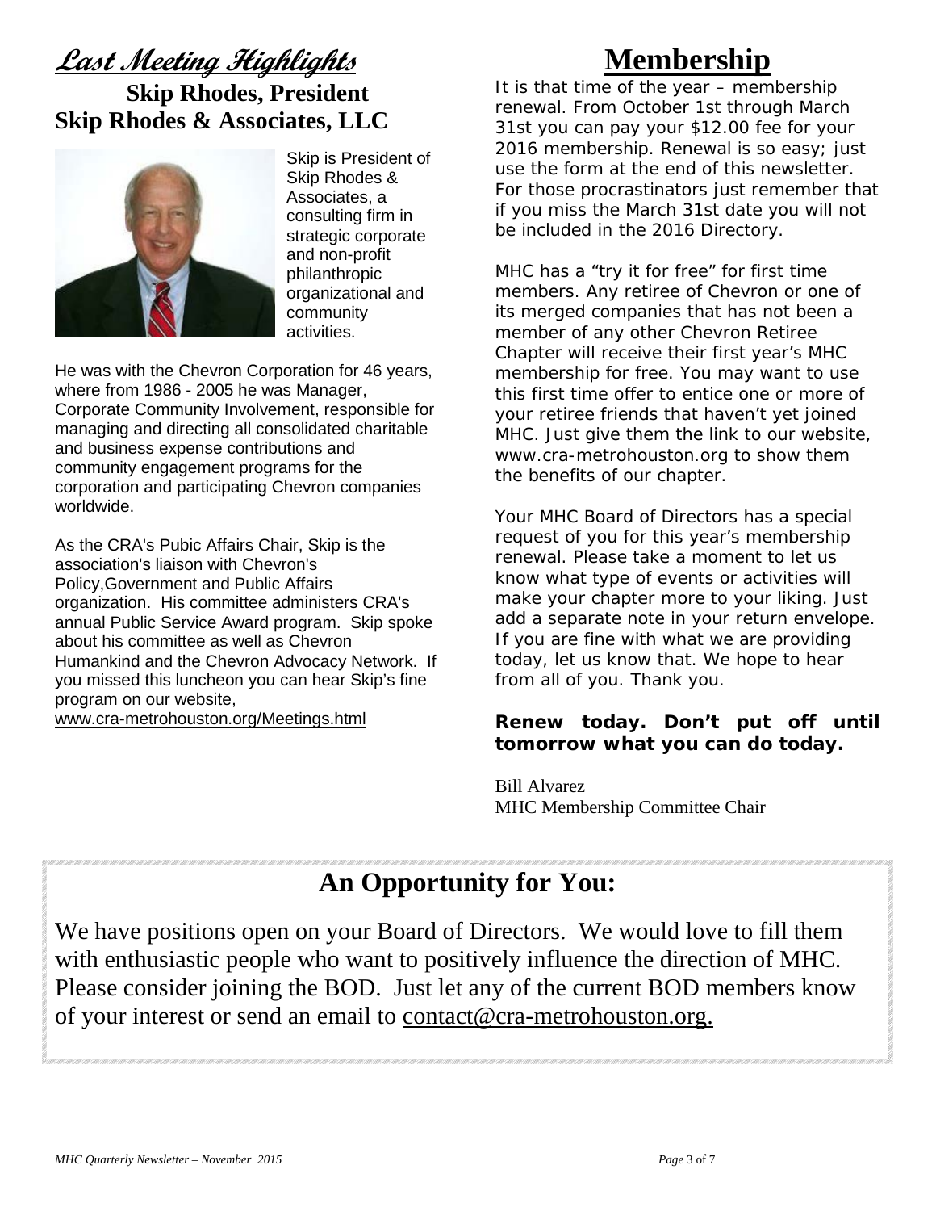## *Last Meeting Highlights*

### Skip Rhodes, President
### Skip Rhodes & Associates, LLC

Skip is President of Skip Rhodes & Associates, a consulting firm in strategic corporate and non-profit philanthropic organizational and community activities.

He was with the Chevron Corporation for 46 years, where from 1986 - 2005 he was Manager, Corporate Community Involvement, responsible for managing and directing all consolidated charitable and business expense contributions and community engagement programs for the corporation and participating Chevron companies worldwide.

As the CRA's Pubic Affairs Chair, Skip is the association's liaison with Chevron's Policy,Government and Public Affairs organization. His committee administers CRA's annual Public Service Award program. Skip spoke about his committee as well as Chevron Humankind and the Chevron Advocacy Network. If you missed this luncheon you can hear Skip's fine program on our website, www.cra-metrohouston.org/Meetings.html

## Membership

It is that time of the year – membership renewal. From October 1st through March 31st you can pay your $12.00 fee for your 2016 membership. Renewal is so easy; just use the form at the end of this newsletter. For those procrastinators just remember that if you miss the March 31st date you will not be included in the 2016 Directory.

MHC has a "try it for free" for first time members. Any retiree of Chevron or one of its merged companies that has not been a member of any other Chevron Retiree Chapter will receive their first year's MHC membership for free. You may want to use this first time offer to entice one or more of your retiree friends that haven't yet joined MHC. Just give them the link to our website, www.cra-metrohouston.org to show them the benefits of our chapter.

Your MHC Board of Directors has a special request of you for this year's membership renewal. Please take a moment to let us know what type of events or activities will make your chapter more to your liking. Just add a separate note in your return envelope. If you are fine with what we are providing today, let us know that. We hope to hear from all of you. Thank you.

**Renew today. Don't put off until tomorrow what you can do today.**

Bill Alvarez
MHC Membership Committee Chair

## An Opportunity for You:

We have positions open on your Board of Directors. We would love to fill them with enthusiastic people who want to positively influence the direction of MHC. Please consider joining the BOD. Just let any of the current BOD members know of your interest or send an email to contact@cra-metrohouston.org.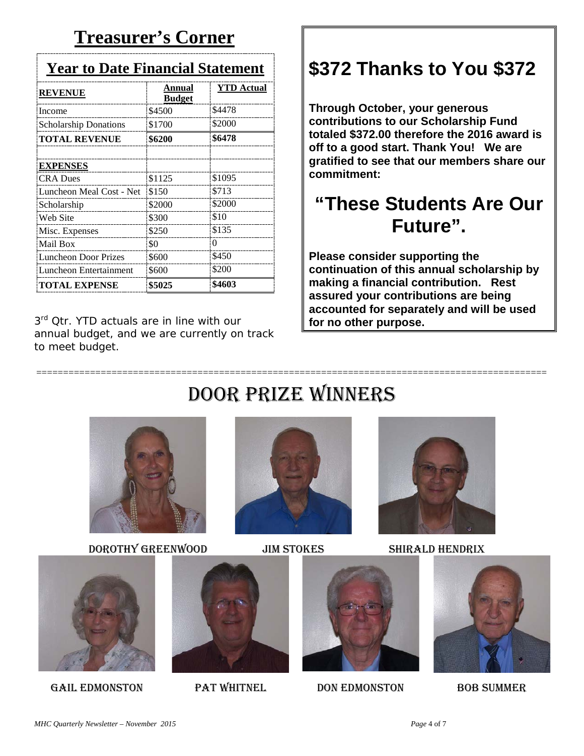# Treasurer's Corner

## Year to Date Financial Statement

| REVENUE | Annual Budget | YTD Actual |
|---|---|---|
| Income | $4500 | $4478 |
| Scholarship Donations | $1700 | $2000 |
| **TOTAL REVENUE** | **$6200** | **$6478** |
| | | |
| **EXPENSES** | | |
| CRA Dues | $1125 | $1095 |
| Luncheon Meal Cost - Net | $150 | $713 |
| Scholarship | $2000 | $2000 |
| Web Site | $300 | $10 |
| Misc. Expenses | $250 | $135 |
| Mail Box | $0 | 0 |
| Luncheon Door Prizes | $600 | $450 |
| Luncheon Entertainment | $600 | $200 |
| **TOTAL EXPENSE** | **$5025** | **$4603** |

3rd Qtr. YTD actuals are in line with our annual budget, and we are currently on track to meet budget.

## $372 Thanks to You $372

**Through October, your generous contributions to our Scholarship Fund totaled $372.00 therefore the 2016 award is off to a good start. Thank You! We are gratified to see that our members share our commitment:**

## "These Students Are Our Future".

**Please consider supporting the continuation of this annual scholarship by making a financial contribution. Rest assured your contributions are being accounted for separately and will be used for no other purpose.**

==========================================================================================

# Door Prize Winners

Dorothy Greenwood

Jim Stokes

Shirald Hendrix

Gail Edmonston

Pat Whitnel

Don Edmonston

Bob Summer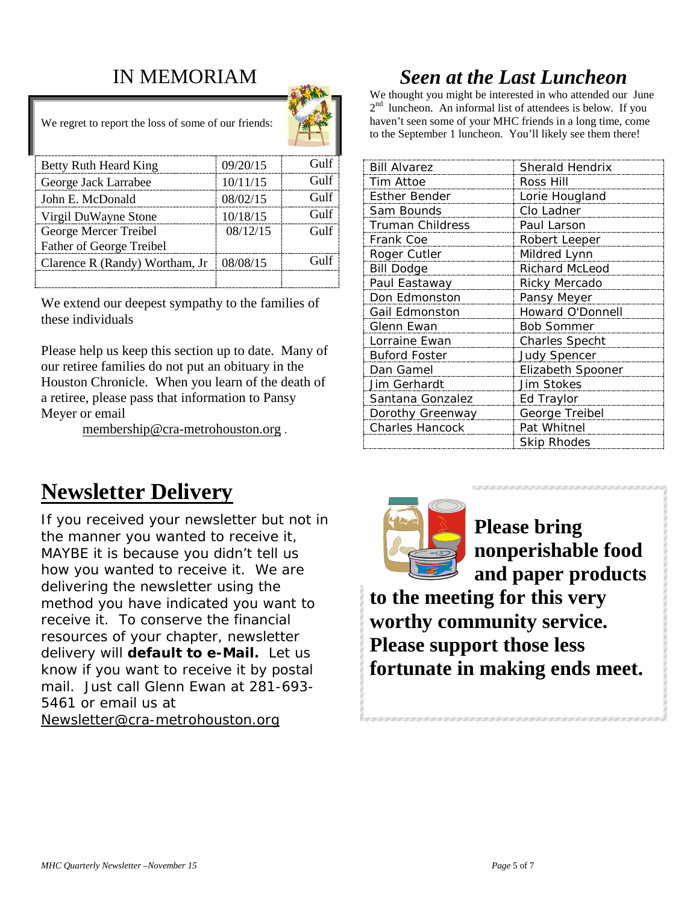# IN MEMORIAM

We regret to report the loss of some of our friends:

| Name | Date | Company |
|---|---|---|
| Betty Ruth Heard King | 09/20/15 | Gulf |
| George Jack Larrabee | 10/11/15 | Gulf |
| John E. McDonald | 08/02/15 | Gulf |
| Virgil DuWayne Stone | 10/18/15 | Gulf |
| George Mercer Treibel<br>Father of George Treibel | 08/12/15 | Gulf |
| Clarence R (Randy) Wortham, Jr | 08/08/15 | Gulf |
| | | |

We extend our deepest sympathy to the families of these individuals

Please help us keep this section up to date. Many of our retiree families do not put an obituary in the Houston Chronicle. When you learn of the death of a retiree, please pass that information to Pansy Meyer or email membership@cra-metrohouston.org .

# *Seen at the Last Luncheon*

We thought you might be interested in who attended our June 2nd luncheon. An informal list of attendees is below. If you haven't seen some of your MHC friends in a long time, come to the September 1 luncheon. You'll likely see them there!

| | |
|---|---|
| Bill Alvarez | Sherald Hendrix |
| Tim Attoe | Ross Hill |
| Esther Bender | Lorie Hougland |
| Sam Bounds | Clo Ladner |
| Truman Childress | Paul Larson |
| Frank Coe | Robert Leeper |
| Roger Cutler | Mildred Lynn |
| Bill Dodge | Richard McLeod |
| Paul Eastaway | Ricky Mercado |
| Don Edmonston | Pansy Meyer |
| Gail Edmonston | Howard O'Donnell |
| Glenn Ewan | Bob Sommer |
| Lorraine Ewan | Charles Specht |
| Buford Foster | Judy Spencer |
| Dan Gamel | Elizabeth Spooner |
| Jim Gerhardt | Jim Stokes |
| Santana Gonzalez | Ed Traylor |
| Dorothy Greenway | George Treibel |
| Charles Hancock | Pat Whitnel |
| | Skip Rhodes |

# Newsletter Delivery

If you received your newsletter but not in the manner you wanted to receive it, MAYBE it is because you didn't tell us how you wanted to receive it. We are delivering the newsletter using the method you have indicated you want to receive it. To conserve the financial resources of your chapter, newsletter delivery will **default to e-Mail.** Let us know if you want to receive it by postal mail. Just call Glenn Ewan at 281-693-5461 or email us at Newsletter@cra-metrohouston.org

**Please bring nonperishable food and paper products to the meeting for this very worthy community service. Please support those less fortunate in making ends meet.**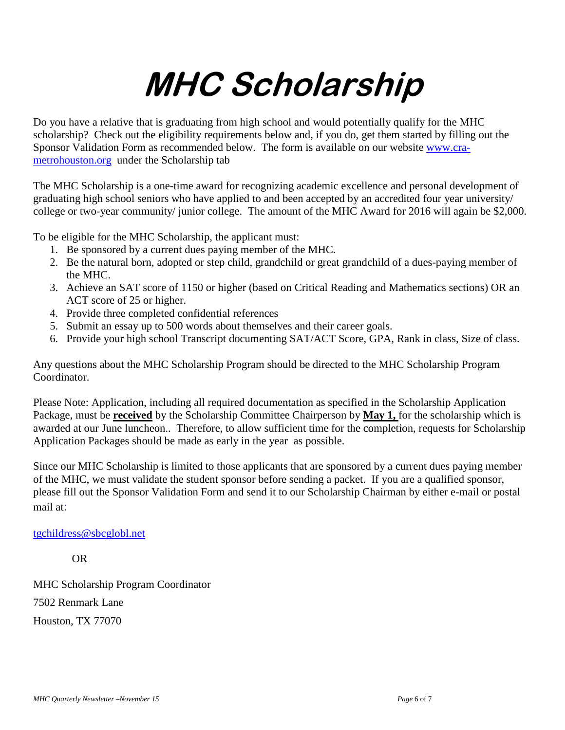# MHC Scholarship

Do you have a relative that is graduating from high school and would potentially qualify for the MHC scholarship? Check out the eligibility requirements below and, if you do, get them started by filling out the Sponsor Validation Form as recommended below. The form is available on our website www.cra-metrohouston.org under the Scholarship tab

The MHC Scholarship is a one-time award for recognizing academic excellence and personal development of graduating high school seniors who have applied to and been accepted by an accredited four year university/ college or two-year community/ junior college. The amount of the MHC Award for 2016 will again be $2,000.

To be eligible for the MHC Scholarship, the applicant must:

1. Be sponsored by a current dues paying member of the MHC.
2. Be the natural born, adopted or step child, grandchild or great grandchild of a dues-paying member of the MHC.
3. Achieve an SAT score of 1150 or higher (based on Critical Reading and Mathematics sections) OR an ACT score of 25 or higher.
4. Provide three completed confidential references
5. Submit an essay up to 500 words about themselves and their career goals.
6. Provide your high school Transcript documenting SAT/ACT Score, GPA, Rank in class, Size of class.

Any questions about the MHC Scholarship Program should be directed to the MHC Scholarship Program Coordinator.

Please Note: Application, including all required documentation as specified in the Scholarship Application Package, must be **received** by the Scholarship Committee Chairperson by **May 1,** for the scholarship which is awarded at our June luncheon.. Therefore, to allow sufficient time for the completion, requests for Scholarship Application Packages should be made as early in the year as possible.

Since our MHC Scholarship is limited to those applicants that are sponsored by a current dues paying member of the MHC, we must validate the student sponsor before sending a packet. If you are a qualified sponsor, please fill out the Sponsor Validation Form and send it to our Scholarship Chairman by either e-mail or postal mail at:

tgchildress@sbcglobl.net

OR

MHC Scholarship Program Coordinator

7502 Renmark Lane

Houston, TX 77070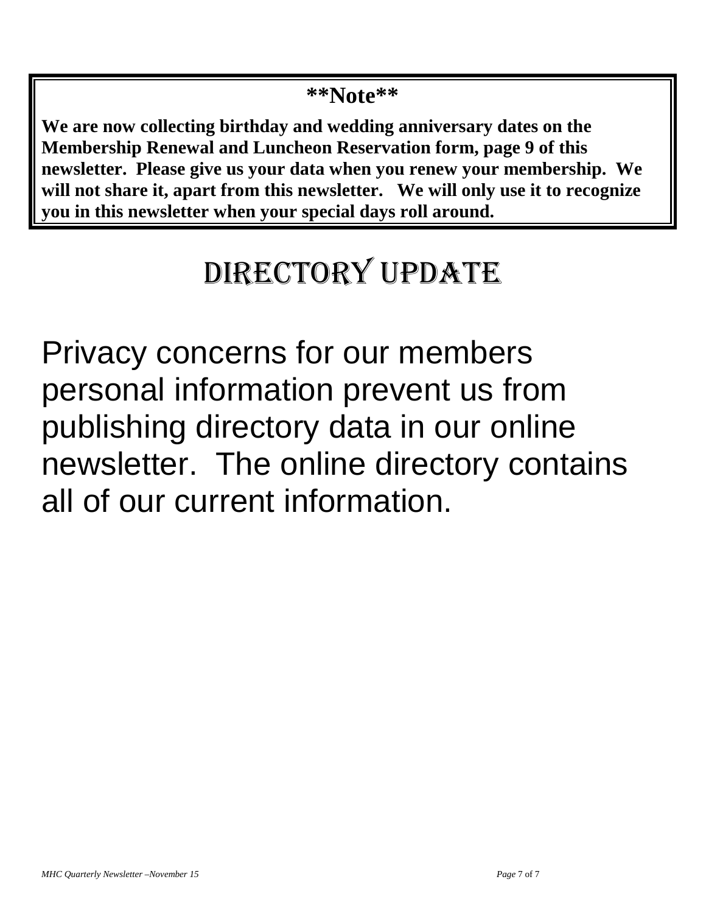**\*\*Note\*\***

**We are now collecting birthday and wedding anniversary dates on the Membership Renewal and Luncheon Reservation form, page 9 of this newsletter. Please give us your data when you renew your membership. We will not share it, apart from this newsletter. We will only use it to recognize you in this newsletter when your special days roll around.**

# DIRECTORY UPDATE

Privacy concerns for our members personal information prevent us from publishing directory data in our online newsletter. The online directory contains all of our current information.